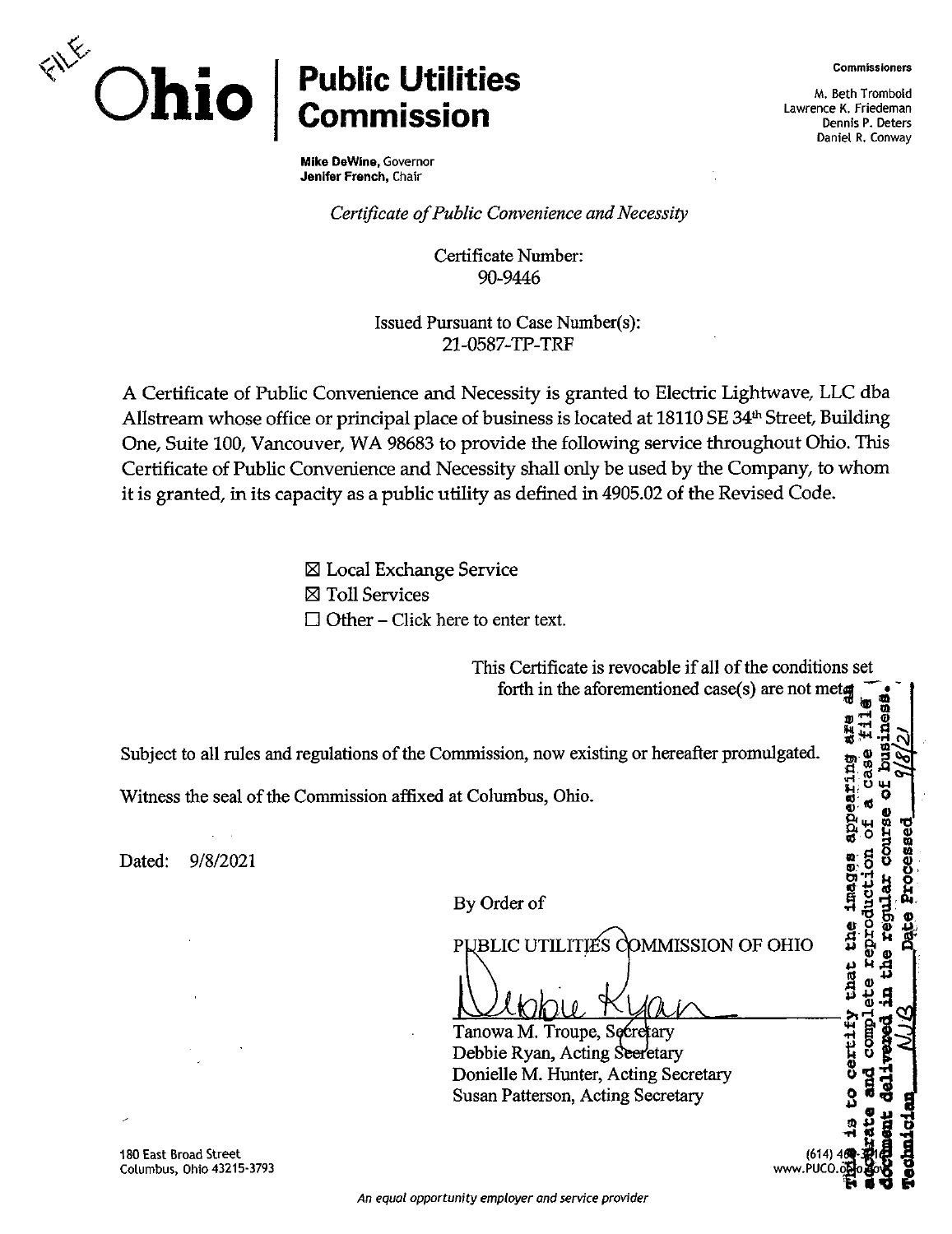FILE

# Ohio | Public Utilities Commission

**Mike DeWine**, Governor
**Jenifer French**, Chair

**Commissioners**

M. Beth Trombold
Lawrence K. Friedeman
Dennis P. Deters
Daniel R. Conway

*Certificate of Public Convenience and Necessity*

Certificate Number:
90-9446

Issued Pursuant to Case Number(s):
21-0587-TP-TRF

A Certificate of Public Convenience and Necessity is granted to Electric Lightwave, LLC dba Allstream whose office or principal place of business is located at 18110 SE 34th Street, Building One, Suite 100, Vancouver, WA 98683 to provide the following service throughout Ohio. This Certificate of Public Convenience and Necessity shall only be used by the Company, to whom it is granted, in its capacity as a public utility as defined in 4905.02 of the Revised Code.

☒ Local Exchange Service
☒ Toll Services
☐ Other – Click here to enter text.

This Certificate is revocable if all of the conditions set forth in the aforementioned case(s) are not met.

Subject to all rules and regulations of the Commission, now existing or hereafter promulgated.

Witness the seal of the Commission affixed at Columbus, Ohio.

Dated: 9/8/2021

By Order of

PUBLIC UTILITIES COMMISSION OF OHIO

Debbie Ryan

Tanowa M. Troupe, Secretary
Debbie Ryan, Acting Secretary
Donielle M. Hunter, Acting Secretary
Susan Patterson, Acting Secretary

This is to certify that the images appearing are an accurate and complete reproduction of a case file document delivered in the regular course of business. Technician NJB Date Processed 9/8/21

180 East Broad Street
Columbus, Ohio 43215-3793

(614) 4
www.PUCO.ohio.gov

*An equal opportunity employer and service provider*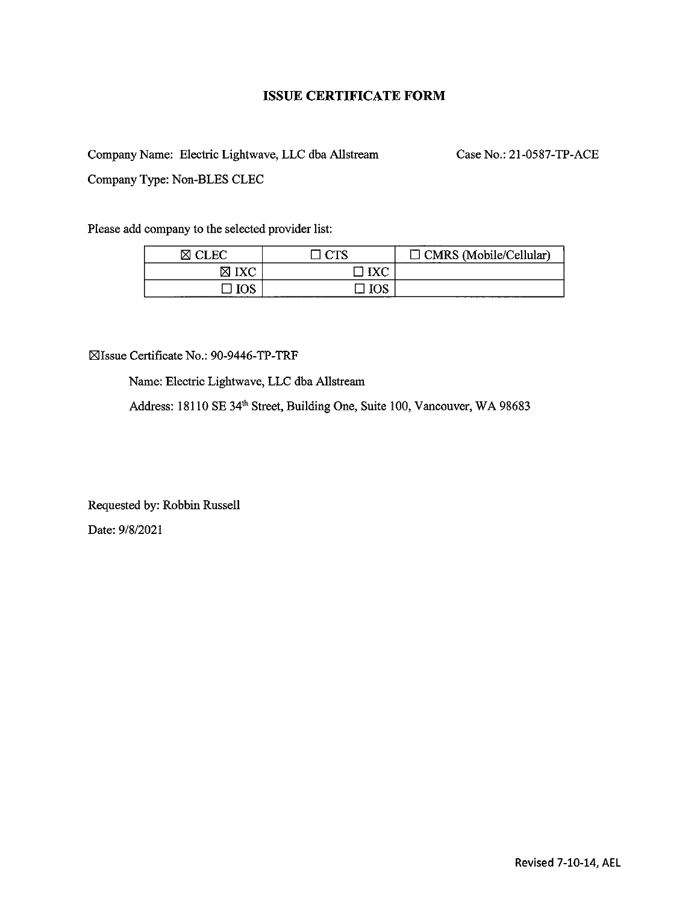## ISSUE CERTIFICATE FORM

Company Name: Electric Lightwave, LLC dba Allstream

Case No.: 21-0587-TP-ACE

Company Type: Non-BLES CLEC

Please add company to the selected provider list:

| | | |
|---|---|---|
| ☒ CLEC | ☐ CTS | ☐ CMRS (Mobile/Cellular) |
| ☒ IXC | ☐ IXC | |
| ☐ IOS | ☐ IOS | |

☒Issue Certificate No.: 90-9446-TP-TRF

Name: Electric Lightwave, LLC dba Allstream

Address: 18110 SE 34th Street, Building One, Suite 100, Vancouver, WA 98683

Requested by: Robbin Russell

Date: 9/8/2021

Revised 7-10-14, AEL